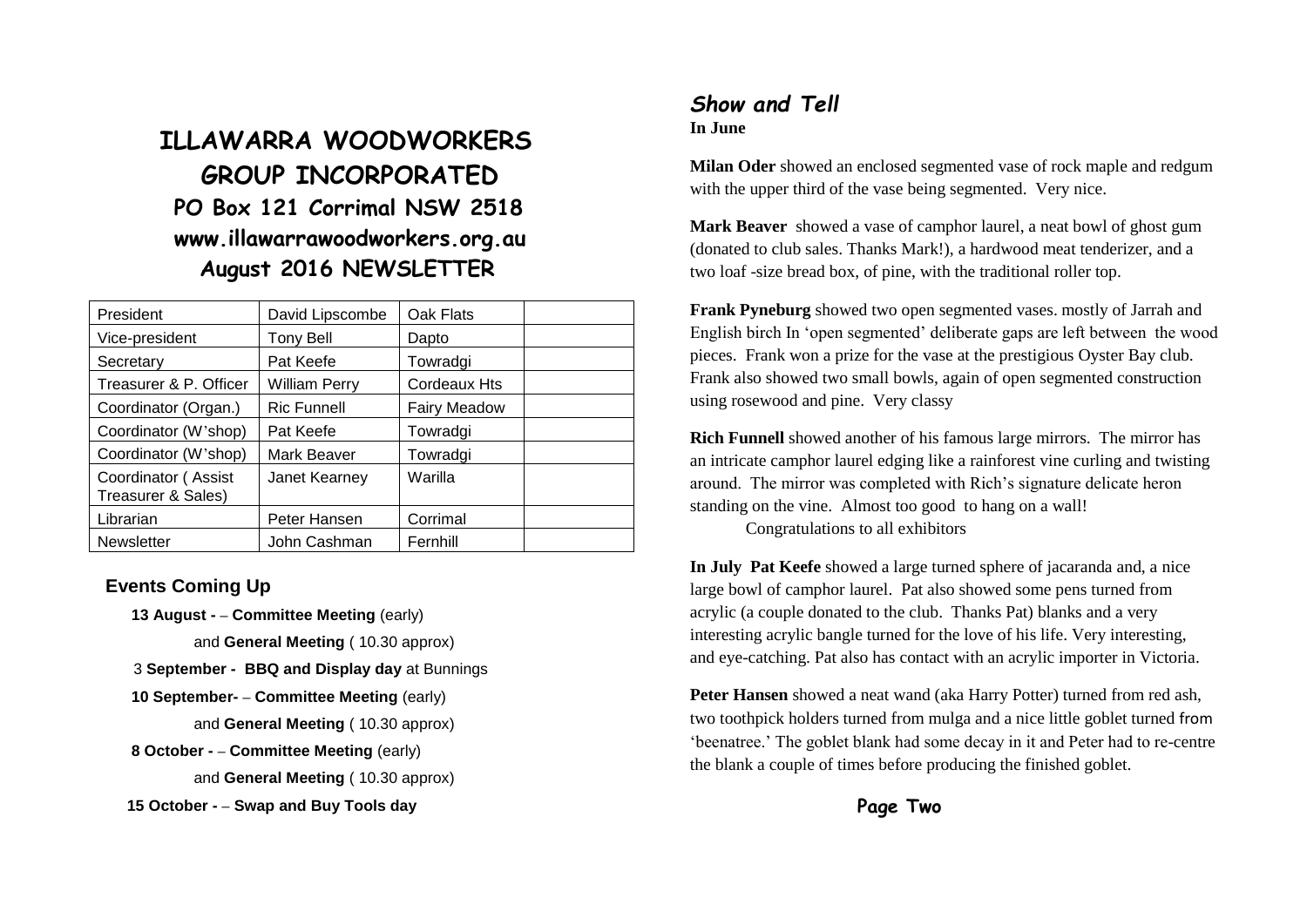# ILLAWARRA WOODWORKERS GROUP INCORPORATED

## PO Box 121 Corrimal NSW 2518

## www.illawarrawoodworkers.org.au

## August 2016 NEWSLETTER

| President | David Lipscombe | Oak Flats | |
|---|---|---|---|
| Vice-president | Tony Bell | Dapto | |
| Secretary | Pat Keefe | Towradgi | |
| Treasurer & P. Officer | William Perry | Cordeaux Hts | |
| Coordinator (Organ.) | Ric Funnell | Fairy Meadow | |
| Coordinator (W'shop) | Pat Keefe | Towradgi | |
| Coordinator (W'shop) | Mark Beaver | Towradgi | |
| Coordinator ( Assist Treasurer & Sales) | Janet Kearney | Warilla | |
| Librarian | Peter Hansen | Corrimal | |
| Newsletter | John Cashman | Fernhill | |

### Events Coming Up

**13 August -** – **Committee Meeting** (early)

and **General Meeting** ( 10.30 approx)

3 **September - BBQ and Display day** at Bunnings

**10 September-** – **Committee Meeting** (early)

and **General Meeting** ( 10.30 approx)

**8 October -** – **Committee Meeting** (early)

and **General Meeting** ( 10.30 approx)

**15 October -** – **Swap and Buy Tools day**

## *Show and Tell*

**In June**

**Milan Oder** showed an enclosed segmented vase of rock maple and redgum with the upper third of the vase being segmented. Very nice.

**Mark Beaver** showed a vase of camphor laurel, a neat bowl of ghost gum (donated to club sales. Thanks Mark!), a hardwood meat tenderizer, and a two loaf -size bread box, of pine, with the traditional roller top.

**Frank Pyneburg** showed two open segmented vases. mostly of Jarrah and English birch In 'open segmented' deliberate gaps are left between the wood pieces. Frank won a prize for the vase at the prestigious Oyster Bay club. Frank also showed two small bowls, again of open segmented construction using rosewood and pine. Very classy

**Rich Funnell** showed another of his famous large mirrors. The mirror has an intricate camphor laurel edging like a rainforest vine curling and twisting around. The mirror was completed with Rich's signature delicate heron standing on the vine. Almost too good to hang on a wall!

Congratulations to all exhibitors

**In July Pat Keefe** showed a large turned sphere of jacaranda and, a nice large bowl of camphor laurel. Pat also showed some pens turned from acrylic (a couple donated to the club. Thanks Pat) blanks and a very interesting acrylic bangle turned for the love of his life. Very interesting, and eye-catching. Pat also has contact with an acrylic importer in Victoria.

**Peter Hansen** showed a neat wand (aka Harry Potter) turned from red ash, two toothpick holders turned from mulga and a nice little goblet turned from 'beenatree.' The goblet blank had some decay in it and Peter had to re-centre the blank a couple of times before producing the finished goblet.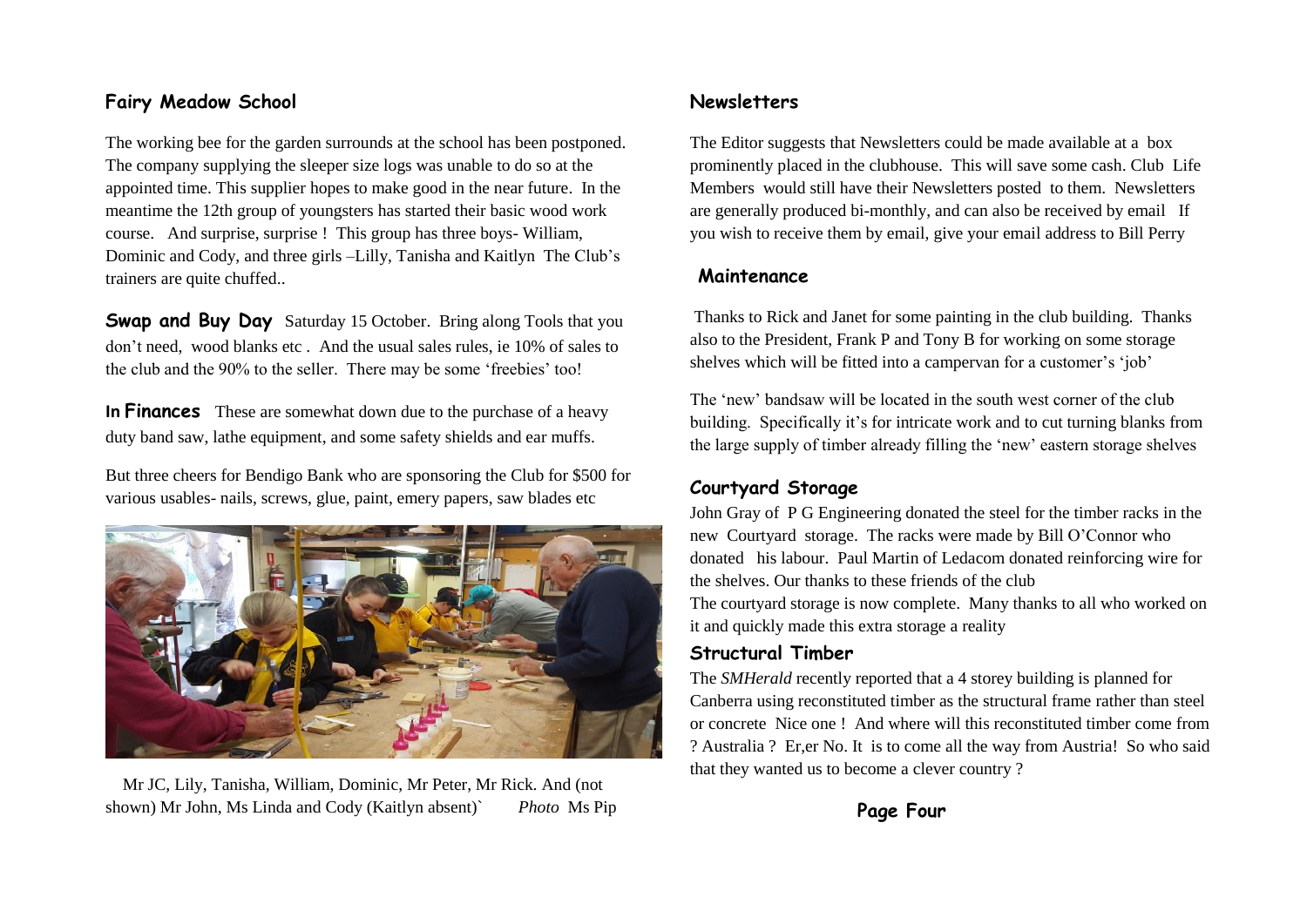## Fairy Meadow School

The working bee for the garden surrounds at the school has been postponed. The company supplying the sleeper size logs was unable to do so at the appointed time. This supplier hopes to make good in the near future. In the meantime the 12th group of youngsters has started their basic wood work course. And surprise, surprise ! This group has three boys- William, Dominic and Cody, and three girls –Lilly, Tanisha and Kaitlyn The Club's trainers are quite chuffed..

**Swap and Buy Day** Saturday 15 October. Bring along Tools that you don't need, wood blanks etc . And the usual sales rules, ie 10% of sales to the club and the 90% to the seller. There may be some 'freebies' too!

**In Finances** These are somewhat down due to the purchase of a heavy duty band saw, lathe equipment, and some safety shields and ear muffs.

But three cheers for Bendigo Bank who are sponsoring the Club for $500 for various usables- nails, screws, glue, paint, emery papers, saw blades etc

Mr JC, Lily, Tanisha, William, Dominic, Mr Peter, Mr Rick. And (not shown) Mr John, Ms Linda and Cody (Kaitlyn absent)` *Photo* Ms Pip

## Newsletters

The Editor suggests that Newsletters could be made available at a box prominently placed in the clubhouse. This will save some cash. Club Life Members would still have their Newsletters posted to them. Newsletters are generally produced bi-monthly, and can also be received by email If you wish to receive them by email, give your email address to Bill Perry

## Maintenance

Thanks to Rick and Janet for some painting in the club building. Thanks also to the President, Frank P and Tony B for working on some storage shelves which will be fitted into a campervan for a customer's 'job'

The 'new' bandsaw will be located in the south west corner of the club building. Specifically it's for intricate work and to cut turning blanks from the large supply of timber already filling the 'new' eastern storage shelves

## Courtyard Storage

John Gray of P G Engineering donated the steel for the timber racks in the new Courtyard storage. The racks were made by Bill O'Connor who donated his labour. Paul Martin of Ledacom donated reinforcing wire for the shelves. Our thanks to these friends of the club

The courtyard storage is now complete. Many thanks to all who worked on it and quickly made this extra storage a reality

## Structural Timber

The *SMHerald* recently reported that a 4 storey building is planned for Canberra using reconstituted timber as the structural frame rather than steel or concrete Nice one ! And where will this reconstituted timber come from ? Australia ? Er,er No. It is to come all the way from Austria! So who said that they wanted us to become a clever country ?